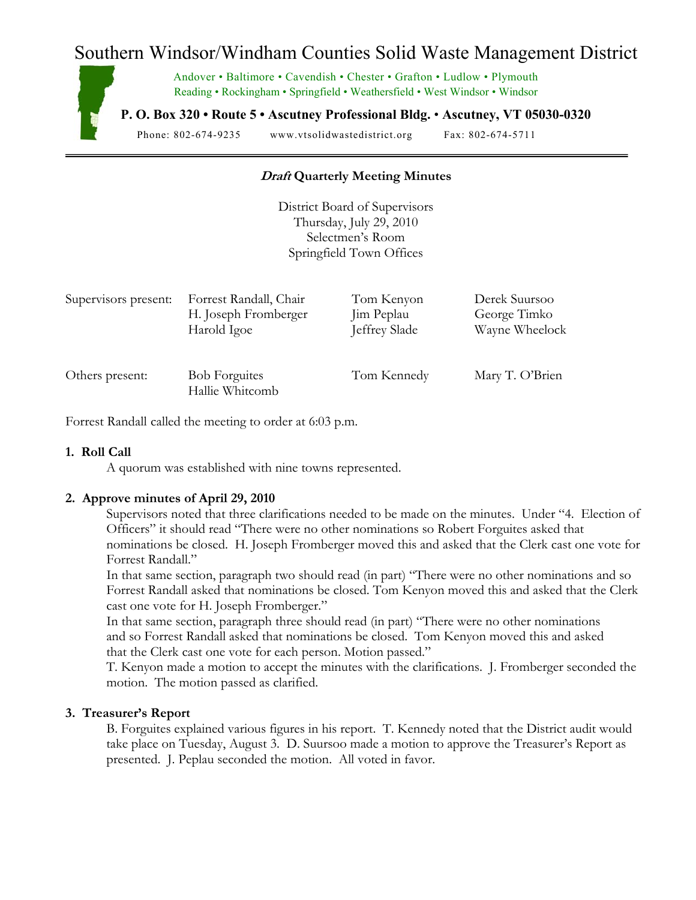# Southern Windsor/Windham Counties Solid Waste Management District

Andover • Baltimore • Cavendish • Chester • Grafton • Ludlow • Plymouth
Reading • Rockingham • Springfield • Weathersfield • West Windsor • Windsor

**P. O. Box 320 • Route 5 • Ascutney Professional Bldg. • Ascutney, VT 05030-0320**

Phone: 802-674-9235 www.vtsolidwastedistrict.org Fax: 802-674-5711

---

## ***Draft*** **Quarterly Meeting Minutes**

District Board of Supervisors
Thursday, July 29, 2010
Selectmen's Room
Springfield Town Offices

| Supervisors present: | Forrest Randall, Chair | Tom Kenyon | Derek Suursoo |
|---|---|---|---|
| | H. Joseph Fromberger | Jim Peplau | George Timko |
| | Harold Igoe | Jeffrey Slade | Wayne Wheelock |

| Others present: | Bob Forguites | Tom Kennedy | Mary T. O'Brien |
|---|---|---|---|
| | Hallie Whitcomb | | |

Forrest Randall called the meeting to order at 6:03 p.m.

**1. Roll Call**

A quorum was established with nine towns represented.

**2. Approve minutes of April 29, 2010**

Supervisors noted that three clarifications needed to be made on the minutes. Under "4. Election of Officers" it should read "There were no other nominations so Robert Forguites asked that nominations be closed. H. Joseph Fromberger moved this and asked that the Clerk cast one vote for Forrest Randall."

In that same section, paragraph two should read (in part) "There were no other nominations and so Forrest Randall asked that nominations be closed. Tom Kenyon moved this and asked that the Clerk cast one vote for H. Joseph Fromberger."

In that same section, paragraph three should read (in part) "There were no other nominations and so Forrest Randall asked that nominations be closed. Tom Kenyon moved this and asked that the Clerk cast one vote for each person. Motion passed."

T. Kenyon made a motion to accept the minutes with the clarifications. J. Fromberger seconded the motion. The motion passed as clarified.

**3. Treasurer's Report**

B. Forguites explained various figures in his report. T. Kennedy noted that the District audit would take place on Tuesday, August 3. D. Suursoo made a motion to approve the Treasurer's Report as presented. J. Peplau seconded the motion. All voted in favor.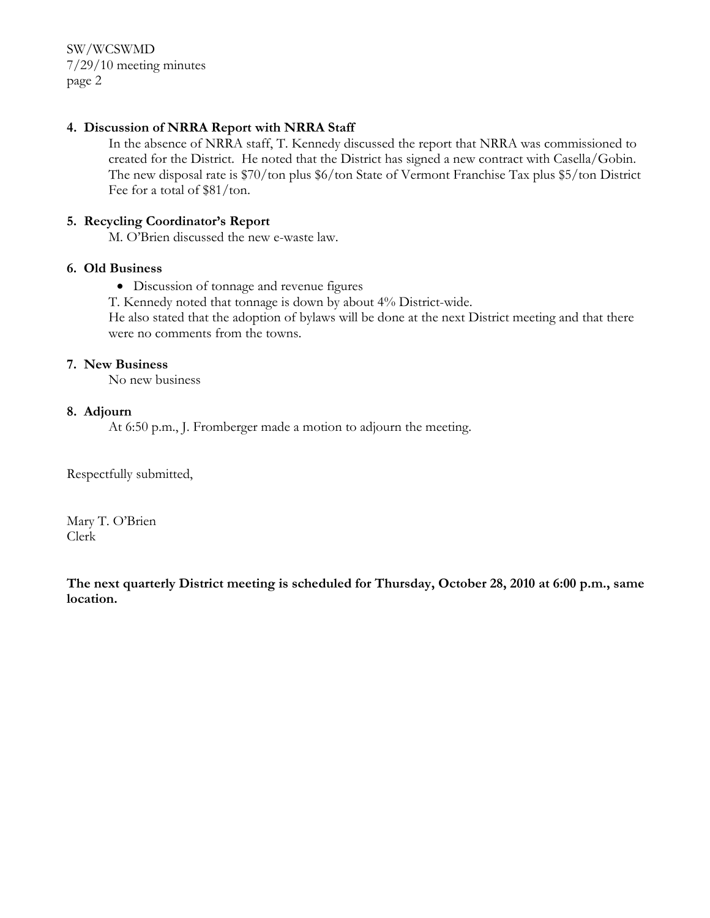**4. Discussion of NRRA Report with NRRA Staff**

In the absence of NRRA staff, T. Kennedy discussed the report that NRRA was commissioned to created for the District. He noted that the District has signed a new contract with Casella/Gobin. The new disposal rate is $70/ton plus $6/ton State of Vermont Franchise Tax plus $5/ton District Fee for a total of $81/ton.

**5. Recycling Coordinator's Report**

M. O'Brien discussed the new e-waste law.

**6. Old Business**

- Discussion of tonnage and revenue figures

T. Kennedy noted that tonnage is down by about 4% District-wide.

He also stated that the adoption of bylaws will be done at the next District meeting and that there were no comments from the towns.

**7. New Business**

No new business

**8. Adjourn**

At 6:50 p.m., J. Fromberger made a motion to adjourn the meeting.

Respectfully submitted,

Mary T. O'Brien
Clerk

**The next quarterly District meeting is scheduled for Thursday, October 28, 2010 at 6:00 p.m., same location.**